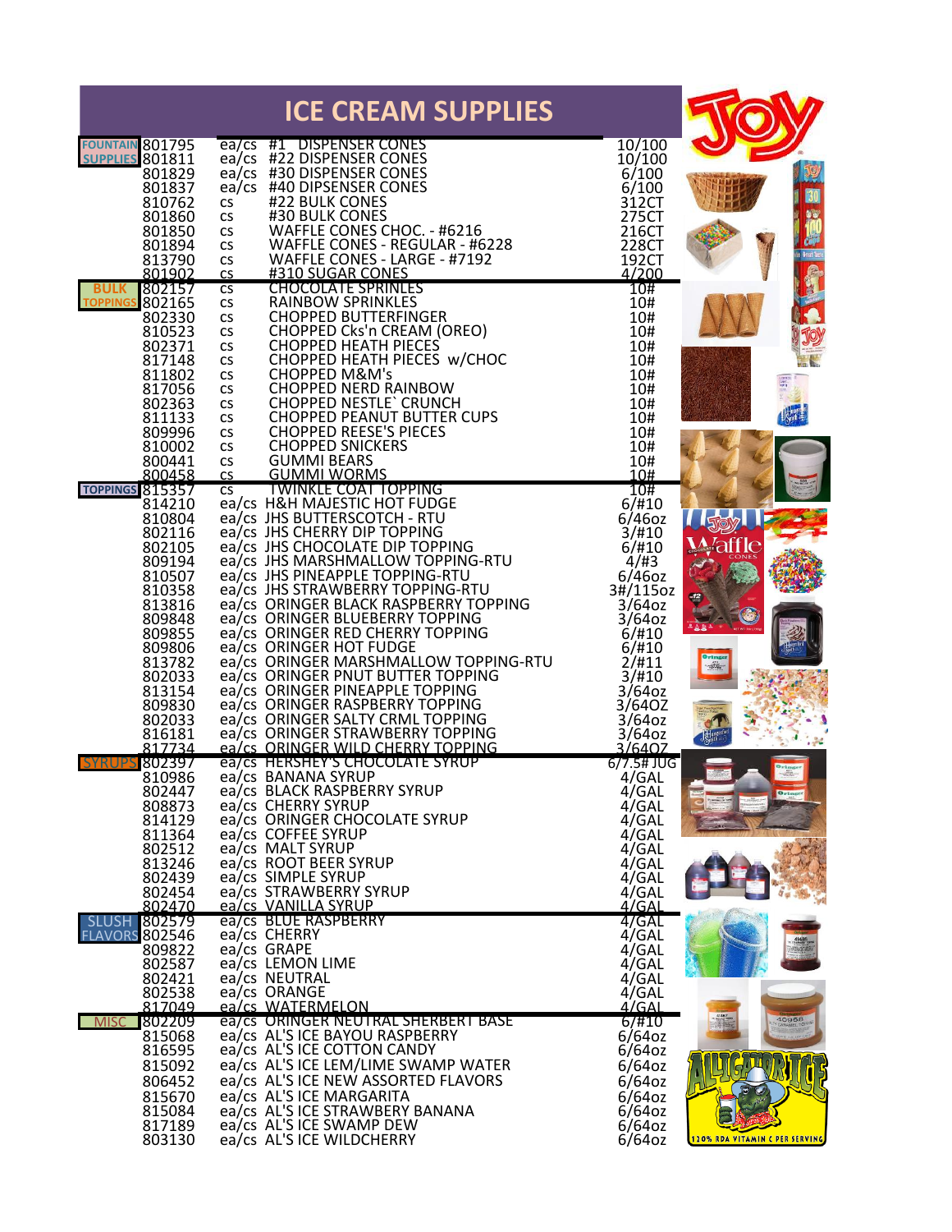# ICE CREAM SUPPLIES

| Category | Item # | Unit | Description | Pack |
|---|---|---|---|---|
| FOUNTAIN SUPPLIES | 801795 | ea/cs | #1 DISPENSER CONES | 10/100 |
| | 801811 | ea/cs | #22 DISPENSER CONES | 10/100 |
| | 801829 | ea/cs | #30 DISPENSER CONES | 6/100 |
| | 801837 | ea/cs | #40 DIPSENSER CONES | 6/100 |
| | 810762 | cs | #22 BULK CONES | 312CT |
| | 801860 | cs | #30 BULK CONES | 275CT |
| | 801850 | cs | WAFFLE CONES CHOC. - #6216 | 216CT |
| | 801894 | cs | WAFFLE CONES - REGULAR - #6228 | 228CT |
| | 813790 | cs | WAFFLE CONES - LARGE - #7192 | 192CT |
| | 801902 | cs | #310 SUGAR CONES | 4/200 |
| BULK TOPPINGS | 802157 | cs | CHOCOLATE SPRINLES | 10# |
| | 802165 | cs | RAINBOW SPRINKLES | 10# |
| | 802330 | cs | CHOPPED BUTTERFINGER | 10# |
| | 810523 | cs | CHOPPED Cks'n CREAM (OREO) | 10# |
| | 802371 | cs | CHOPPED HEATH PIECES | 10# |
| | 817148 | cs | CHOPPED HEATH PIECES w/CHOC | 10# |
| | 811802 | cs | CHOPPED M&M's | 10# |
| | 817056 | cs | CHOPPED NERD RAINBOW | 10# |
| | 802363 | cs | CHOPPED NESTLE` CRUNCH | 10# |
| | 811133 | cs | CHOPPED PEANUT BUTTER CUPS | 10# |
| | 809996 | cs | CHOPPED REESE'S PIECES | 10# |
| | 810002 | cs | CHOPPED SNICKERS | 10# |
| | 800441 | cs | GUMMI BEARS | 10# |
| | 800458 | cs | GUMMI WORMS | 10# |
| TOPPINGS | 815357 | cs | TWINKLE COAT TOPPING | 10# |
| | 814210 | ea/cs | H&H MAJESTIC HOT FUDGE | 6/#10 |
| | 810804 | ea/cs | JHS BUTTERSCOTCH - RTU | 6/46oz |
| | 802116 | ea/cs | JHS CHERRY DIP TOPPING | 3/#10 |
| | 802105 | ea/cs | JHS CHOCOLATE DIP TOPPING | 6/#10 |
| | 809194 | ea/cs | JHS MARSHMALLOW TOPPING-RTU | 4/#3 |
| | 810507 | ea/cs | JHS PINEAPPLE TOPPING-RTU | 6/46oz |
| | 810358 | ea/cs | JHS STRAWBERRY TOPPING-RTU | 3#/115oz |
| | 813816 | ea/cs | ORINGER BLACK RASPBERRY TOPPING | 3/64oz |
| | 809848 | ea/cs | ORINGER BLUEBERRY TOPPING | 3/64oz |
| | 809855 | ea/cs | ORINGER RED CHERRY TOPPING | 6/#10 |
| | 809806 | ea/cs | ORINGER HOT FUDGE | 6/#10 |
| | 813782 | ea/cs | ORINGER MARSHMALLOW TOPPING-RTU | 2/#11 |
| | 802033 | ea/cs | ORINGER PNUT BUTTER TOPPING | 3/#10 |
| | 813154 | ea/cs | ORINGER PINEAPPLE TOPPING | 3/64oz |
| | 809830 | ea/cs | ORINGER RASPBERRY TOPPING | 3/64OZ |
| | 802033 | ea/cs | ORINGER SALTY CRML TOPPING | 3/64oz |
| | 816181 | ea/cs | ORINGER STRAWBERRY TOPPING | 3/64oz |
| | 817734 | ea/cs | ORINGER WILD CHERRY TOPPING | 3/64OZ |
| SYRUPS | 802397 | ea/cs | HERSHEY'S CHOCOLATE SYRUP | 6/7.5# JUG |
| | 810986 | ea/cs | BANANA SYRUP | 4/GAL |
| | 802447 | ea/cs | BLACK RASPBERRY SYRUP | 4/GAL |
| | 808873 | ea/cs | CHERRY SYRUP | 4/GAL |
| | 814129 | ea/cs | ORINGER CHOCOLATE SYRUP | 4/GAL |
| | 811364 | ea/cs | COFFEE SYRUP | 4/GAL |
| | 802512 | ea/cs | MALT SYRUP | 4/GAL |
| | 813246 | ea/cs | ROOT BEER SYRUP | 4/GAL |
| | 802439 | ea/cs | SIMPLE SYRUP | 4/GAL |
| | 802454 | ea/cs | STRAWBERRY SYRUP | 4/GAL |
| | 802470 | ea/cs | VANILLA SYRUP | 4/GAL |
| SLUSH FLAVORS | 802579 | ea/cs | BLUE RASPBERRY | 4/GAL |
| | 802546 | ea/cs | CHERRY | 4/GAL |
| | 809822 | ea/cs | GRAPE | 4/GAL |
| | 802587 | ea/cs | LEMON LIME | 4/GAL |
| | 802421 | ea/cs | NEUTRAL | 4/GAL |
| | 802538 | ea/cs | ORANGE | 4/GAL |
| | 817049 | ea/cs | WATERMELON | 4/GAL |
| MISC | 802209 | ea/cs | ORINGER NEUTRAL SHERBERT BASE | 6/#10 |
| | 815068 | ea/cs | AL'S ICE BAYOU RASPBERRY | 6/64oz |
| | 816595 | ea/cs | AL'S ICE COTTON CANDY | 6/64oz |
| | 815092 | ea/cs | AL'S ICE LEM/LIME SWAMP WATER | 6/64oz |
| | 806452 | ea/cs | AL'S ICE NEW ASSORTED FLAVORS | 6/64oz |
| | 815670 | ea/cs | AL'S ICE MARGARITA | 6/64oz |
| | 815084 | ea/cs | AL'S ICE STRAWBERRY BANANA | 6/64oz |
| | 817189 | ea/cs | AL'S ICE SWAMP DEW | 6/64oz |
| | 803130 | ea/cs | AL'S ICE WILDCHERRY | 6/64oz |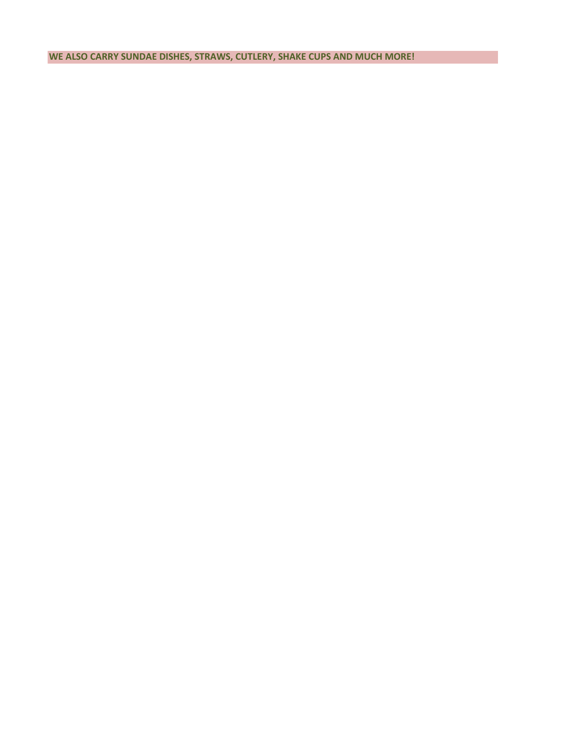**WE ALSO CARRY SUNDAE DISHES, STRAWS, CUTLERY, SHAKE CUPS AND MUCH MORE!**